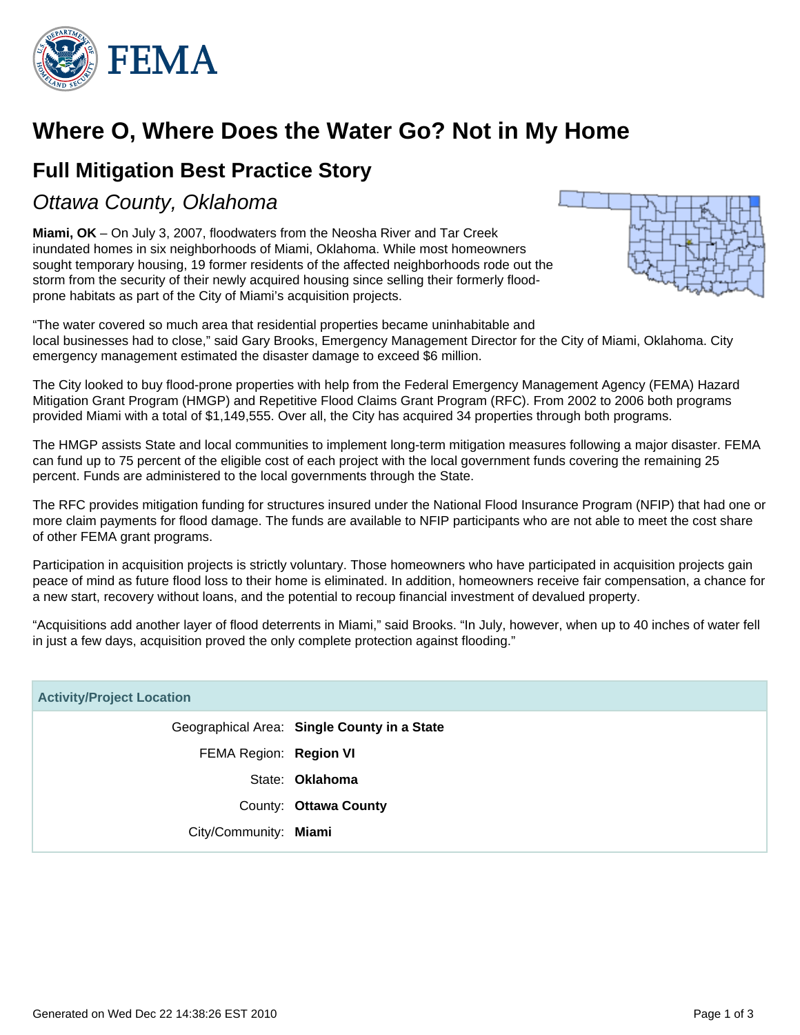# Where O, Where Does the Water Go? Not in My Home

## Full Mitigation Best Practice Story

### *Ottawa County, Oklahoma*

**Miami, OK** – On July 3, 2007, floodwaters from the Neosha River and Tar Creek inundated homes in six neighborhoods of Miami, Oklahoma. While most homeowners sought temporary housing, 19 former residents of the affected neighborhoods rode out the storm from the security of their newly acquired housing since selling their formerly flood-prone habitats as part of the City of Miami's acquisition projects.

"The water covered so much area that residential properties became uninhabitable and local businesses had to close," said Gary Brooks, Emergency Management Director for the City of Miami, Oklahoma. City emergency management estimated the disaster damage to exceed $6 million.

The City looked to buy flood-prone properties with help from the Federal Emergency Management Agency (FEMA) Hazard Mitigation Grant Program (HMGP) and Repetitive Flood Claims Grant Program (RFC). From 2002 to 2006 both programs provided Miami with a total of $1,149,555. Over all, the City has acquired 34 properties through both programs.

The HMGP assists State and local communities to implement long-term mitigation measures following a major disaster. FEMA can fund up to 75 percent of the eligible cost of each project with the local government funds covering the remaining 25 percent. Funds are administered to the local governments through the State.

The RFC provides mitigation funding for structures insured under the National Flood Insurance Program (NFIP) that had one or more claim payments for flood damage. The funds are available to NFIP participants who are not able to meet the cost share of other FEMA grant programs.

Participation in acquisition projects is strictly voluntary. Those homeowners who have participated in acquisition projects gain peace of mind as future flood loss to their home is eliminated. In addition, homeowners receive fair compensation, a chance for a new start, recovery without loans, and the potential to recoup financial investment of devalued property.

"Acquisitions add another layer of flood deterrents in Miami," said Brooks. "In July, however, when up to 40 inches of water fell in just a few days, acquisition proved the only complete protection against flooding."

| Activity/Project Location | |
|---|---|
| Geographical Area: | **Single County in a State** |
| FEMA Region: | **Region VI** |
| State: | **Oklahoma** |
| County: | **Ottawa County** |
| City/Community: | **Miami** |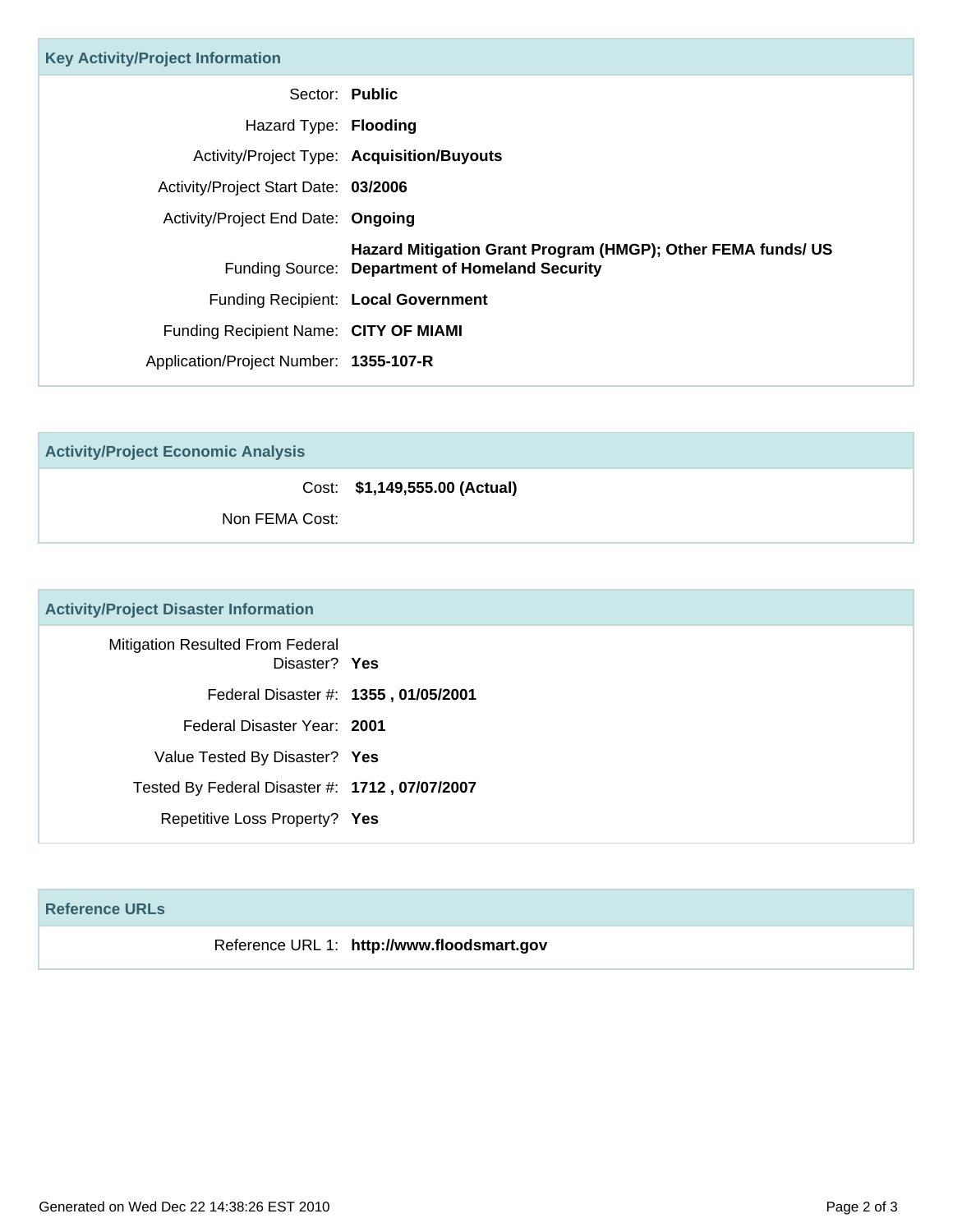## Key Activity/Project Information

| | |
|---|---|
| Sector: | **Public** |
| Hazard Type: | **Flooding** |
| Activity/Project Type: | **Acquisition/Buyouts** |
| Activity/Project Start Date: | **03/2006** |
| Activity/Project End Date: | **Ongoing** |
| Funding Source: | **Hazard Mitigation Grant Program (HMGP); Other FEMA funds/ US Department of Homeland Security** |
| Funding Recipient: | **Local Government** |
| Funding Recipient Name: | **CITY OF MIAMI** |
| Application/Project Number: | **1355-107-R** |

## Activity/Project Economic Analysis

| | |
|---|---|
| Cost: | **$1,149,555.00 (Actual)** |
| Non FEMA Cost: | |

## Activity/Project Disaster Information

| | |
|---|---|
| Mitigation Resulted From Federal Disaster? | **Yes** |
| Federal Disaster #: | **1355 , 01/05/2001** |
| Federal Disaster Year: | **2001** |
| Value Tested By Disaster? | **Yes** |
| Tested By Federal Disaster #: | **1712 , 07/07/2007** |
| Repetitive Loss Property? | **Yes** |

## Reference URLs

| | |
|---|---|
| Reference URL 1: | **http://www.floodsmart.gov** |

Generated on Wed Dec 22 14:38:26 EST 2010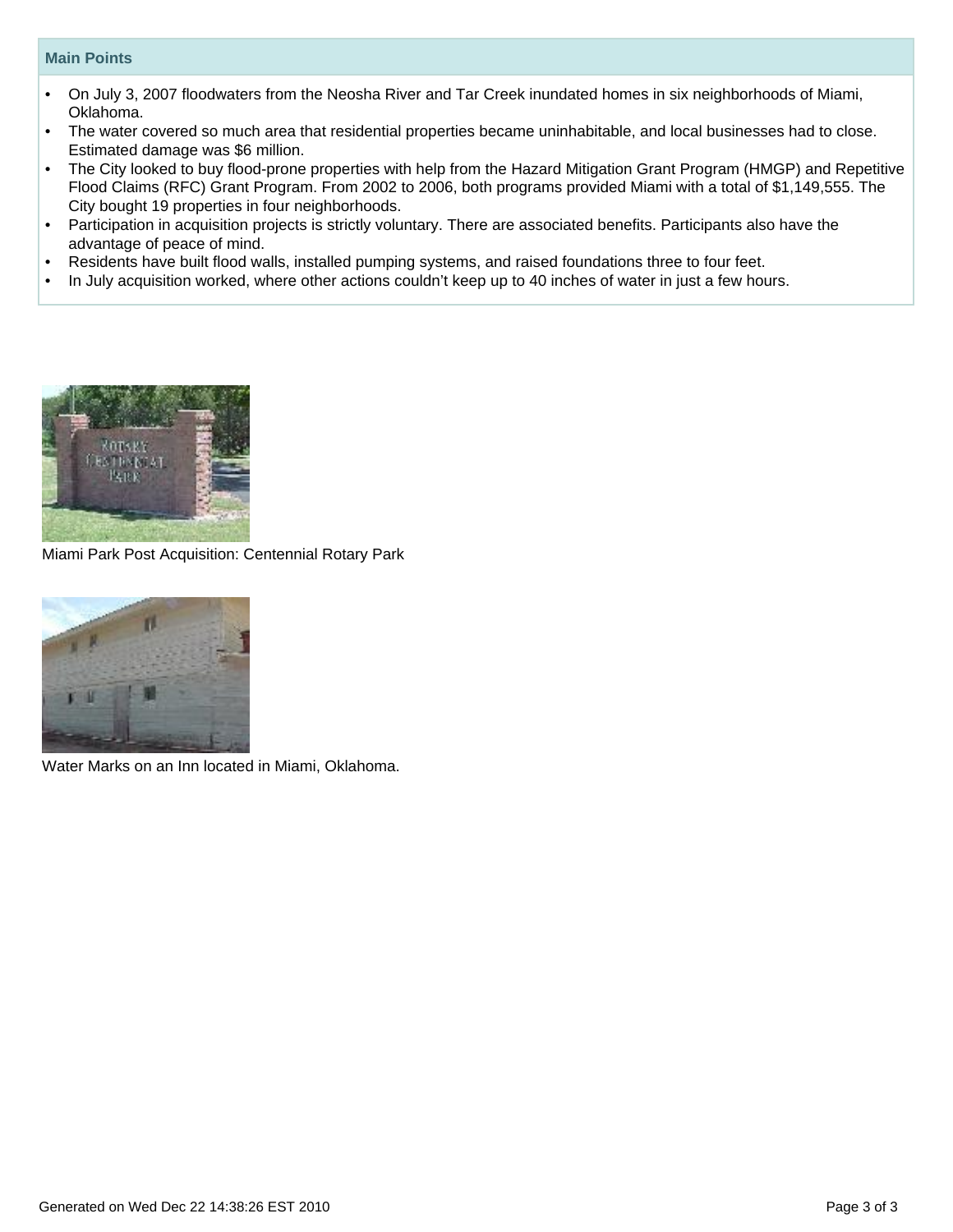### Main Points

- On July 3, 2007 floodwaters from the Neosha River and Tar Creek inundated homes in six neighborhoods of Miami, Oklahoma.
- The water covered so much area that residential properties became uninhabitable, and local businesses had to close. Estimated damage was $6 million.
- The City looked to buy flood-prone properties with help from the Hazard Mitigation Grant Program (HMGP) and Repetitive Flood Claims (RFC) Grant Program. From 2002 to 2006, both programs provided Miami with a total of $1,149,555. The City bought 19 properties in four neighborhoods.
- Participation in acquisition projects is strictly voluntary. There are associated benefits. Participants also have the advantage of peace of mind.
- Residents have built flood walls, installed pumping systems, and raised foundations three to four feet.
- In July acquisition worked, where other actions couldn't keep up to 40 inches of water in just a few hours.

Miami Park Post Acquisition: Centennial Rotary Park

Water Marks on an Inn located in Miami, Oklahoma.